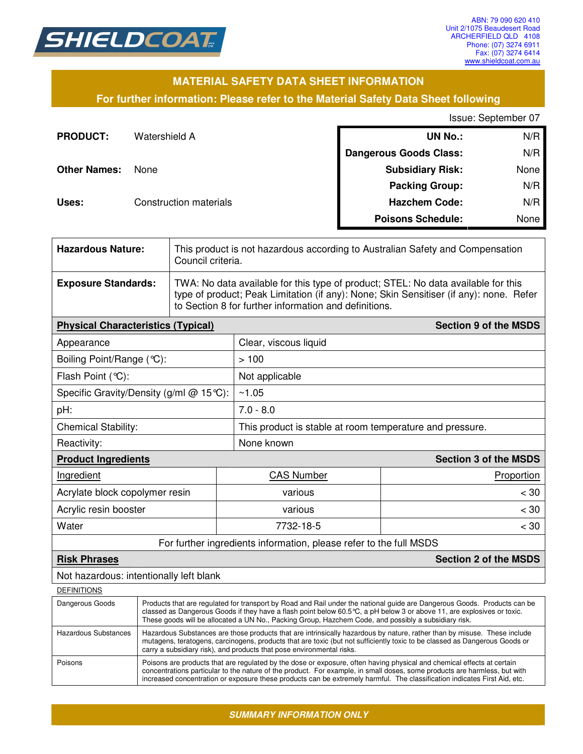SHIELDCOAT

ABN: 79 090 620 410
Unit 2/1075 Beaudesert Road
ARCHERFIELD QLD 4108
Phone: (07) 3274 6911
Fax: (07) 3274 6414
www.shieldcoat.com.au

## MATERIAL SAFETY DATA SHEET INFORMATION

**For further information: Please refer to the Material Safety Data Sheet following**

Issue: September 07

**PRODUCT:** Watershield A

**Other Names:** None

**Uses:** Construction materials

| | |
|---|---|
| **UN No.:** | N/R |
| **Dangerous Goods Class:** | N/R |
| **Subsidiary Risk:** | None |
| **Packing Group:** | N/R |
| **Hazchem Code:** | N/R |
| **Poisons Schedule:** | None |

| | |
|---|---|
| **Hazardous Nature:** | This product is not hazardous according to Australian Safety and Compensation Council criteria. |
| **Exposure Standards:** | TWA: No data available for this type of product; STEL: No data available for this type of product; Peak Limitation (if any): None; Skin Sensitiser (if any): none. Refer to Section 8 for further information and definitions. |

| **Physical Characteristics (Typical)** | **Section 9 of the MSDS** |
|---|---|
| Appearance | Clear, viscous liquid |
| Boiling Point/Range (℃): | > 100 |
| Flash Point (℃): | Not applicable |
| Specific Gravity/Density (g/ml @ 15℃): | ~1.05 |
| pH: | 7.0 - 8.0 |
| Chemical Stability: | This product is stable at room temperature and pressure. |
| Reactivity: | None known |

**Product Ingredients** — **Section 3 of the MSDS**

| Ingredient | CAS Number | Proportion |
|---|---|---|
| Acrylate block copolymer resin | various | < 30 |
| Acrylic resin booster | various | < 30 |
| Water | 7732-18-5 | < 30 |

For further ingredients information, please refer to the full MSDS

**Risk Phrases** — **Section 2 of the MSDS**

Not hazardous: intentionally left blank

DEFINITIONS

| | |
|---|---|
| Dangerous Goods | Products that are regulated for transport by Road and Rail under the national guide are Dangerous Goods. Products can be classed as Dangerous Goods if they have a flash point below 60.5℃, a pH below 3 or above 11, are explosives or toxic. These goods will be allocated a UN No., Packing Group, Hazchem Code, and possibly a subsidiary risk. |
| Hazardous Substances | Hazardous Substances are those products that are intrinsically hazardous by nature, rather than by misuse. These include mutagens, teratogens, carcinogens, products that are toxic (but not sufficiently toxic to be classed as Dangerous Goods or carry a subsidiary risk), and products that pose environmental risks. |
| Poisons | Poisons are products that are regulated by the dose or exposure, often having physical and chemical effects at certain concentrations particular to the nature of the product. For example, in small doses, some products are harmless, but with increased concentration or exposure these products can be extremely harmful. The classification indicates First Aid, etc. |

*SUMMARY INFORMATION ONLY*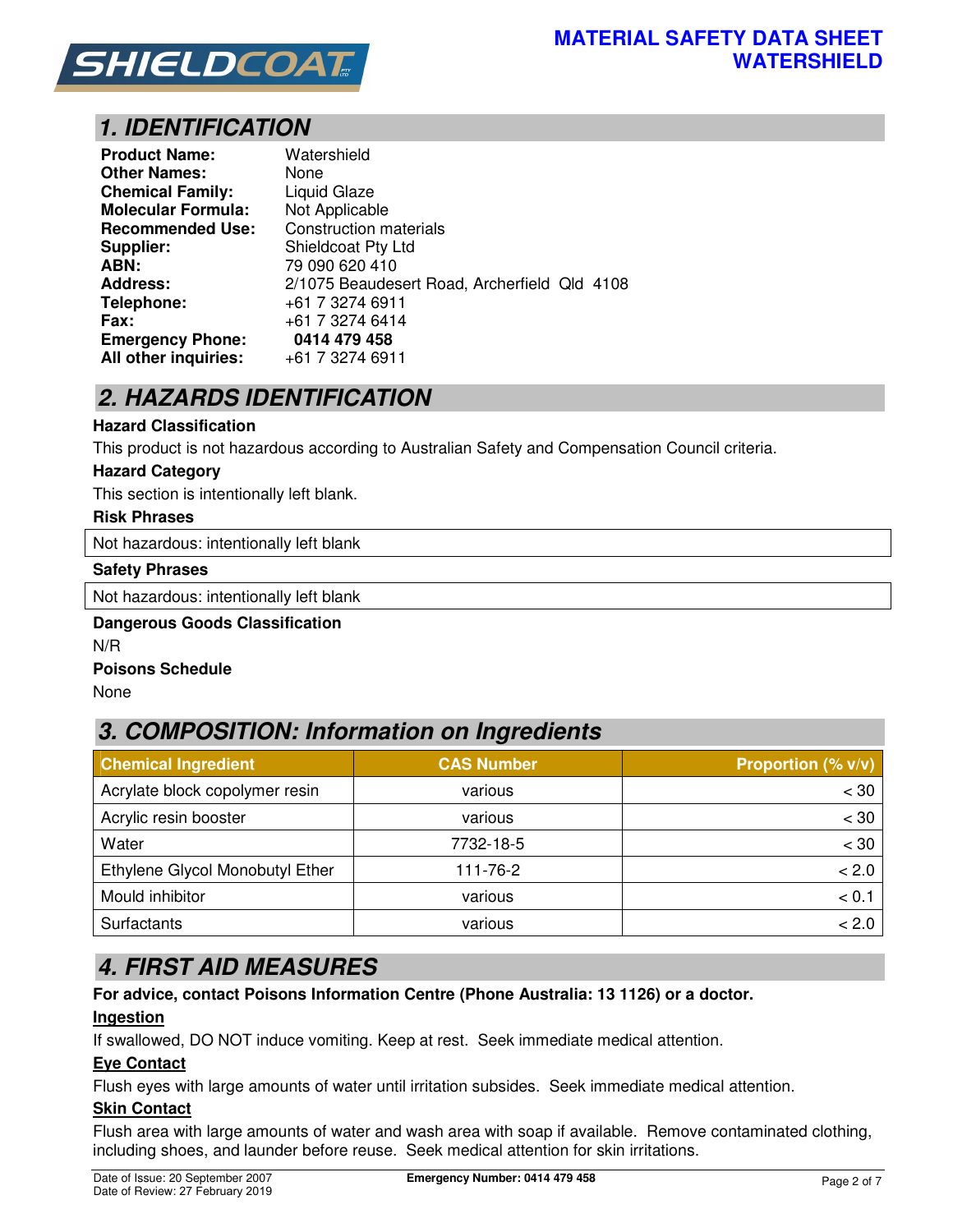# MATERIAL SAFETY DATA SHEET
# WATERSHIELD

## 1. IDENTIFICATION

| | |
|---|---|
| **Product Name:** | Watershield |
| **Other Names:** | None |
| **Chemical Family:** | Liquid Glaze |
| **Molecular Formula:** | Not Applicable |
| **Recommended Use:** | Construction materials |
| **Supplier:** | Shieldcoat Pty Ltd |
| **ABN:** | 79 090 620 410 |
| **Address:** | 2/1075 Beaudesert Road, Archerfield Qld 4108 |
| **Telephone:** | +61 7 3274 6911 |
| **Fax:** | +61 7 3274 6414 |
| **Emergency Phone:** | **0414 479 458** |
| **All other inquiries:** | +61 7 3274 6911 |

## 2. HAZARDS IDENTIFICATION

**Hazard Classification**

This product is not hazardous according to Australian Safety and Compensation Council criteria.

**Hazard Category**

This section is intentionally left blank.

**Risk Phrases**

Not hazardous: intentionally left blank

**Safety Phrases**

Not hazardous: intentionally left blank

**Dangerous Goods Classification**

N/R

**Poisons Schedule**

None

## 3. COMPOSITION: Information on Ingredients

| Chemical Ingredient | CAS Number | Proportion (% v/v) |
|---|---|---|
| Acrylate block copolymer resin | various | < 30 |
| Acrylic resin booster | various | < 30 |
| Water | 7732-18-5 | < 30 |
| Ethylene Glycol Monobutyl Ether | 111-76-2 | < 2.0 |
| Mould inhibitor | various | < 0.1 |
| Surfactants | various | < 2.0 |

## 4. FIRST AID MEASURES

**For advice, contact Poisons Information Centre (Phone Australia: 13 1126) or a doctor.**

**Ingestion**

If swallowed, DO NOT induce vomiting. Keep at rest. Seek immediate medical attention.

**Eye Contact**

Flush eyes with large amounts of water until irritation subsides. Seek immediate medical attention.

**Skin Contact**

Flush area with large amounts of water and wash area with soap if available. Remove contaminated clothing, including shoes, and launder before reuse. Seek medical attention for skin irritations.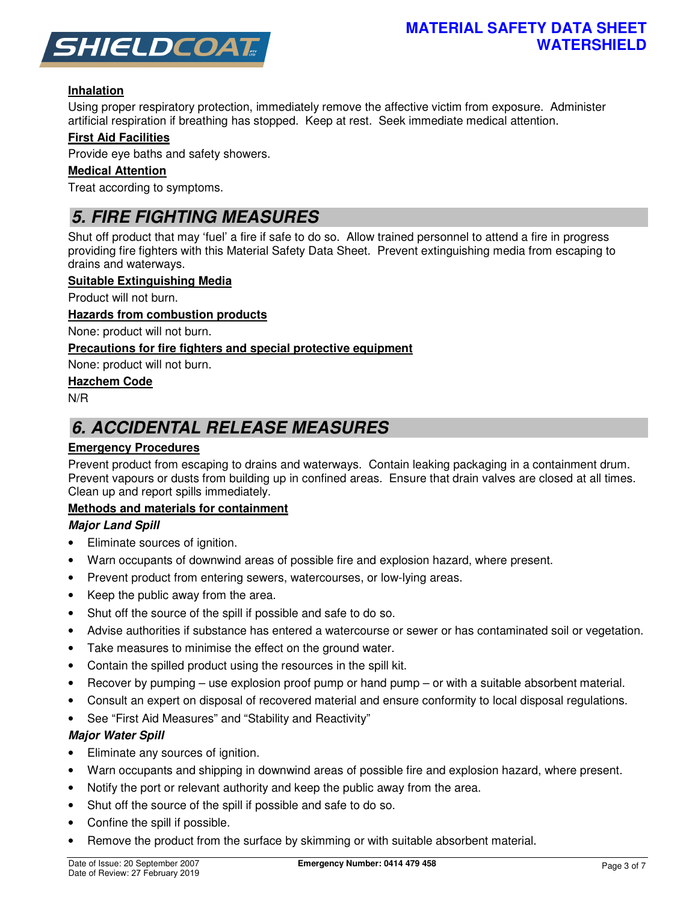**Inhalation**

Using proper respiratory protection, immediately remove the affective victim from exposure. Administer artificial respiration if breathing has stopped. Keep at rest. Seek immediate medical attention.

**First Aid Facilities**

Provide eye baths and safety showers.

**Medical Attention**

Treat according to symptoms.

## 5. FIRE FIGHTING MEASURES

Shut off product that may 'fuel' a fire if safe to do so. Allow trained personnel to attend a fire in progress providing fire fighters with this Material Safety Data Sheet. Prevent extinguishing media from escaping to drains and waterways.

**Suitable Extinguishing Media**

Product will not burn.

**Hazards from combustion products**

None: product will not burn.

**Precautions for fire fighters and special protective equipment**

None: product will not burn.

**Hazchem Code**

N/R

## 6. ACCIDENTAL RELEASE MEASURES

**Emergency Procedures**

Prevent product from escaping to drains and waterways. Contain leaking packaging in a containment drum. Prevent vapours or dusts from building up in confined areas. Ensure that drain valves are closed at all times. Clean up and report spills immediately.

**Methods and materials for containment**

***Major Land Spill***

- Eliminate sources of ignition.
- Warn occupants of downwind areas of possible fire and explosion hazard, where present.
- Prevent product from entering sewers, watercourses, or low-lying areas.
- Keep the public away from the area.
- Shut off the source of the spill if possible and safe to do so.
- Advise authorities if substance has entered a watercourse or sewer or has contaminated soil or vegetation.
- Take measures to minimise the effect on the ground water.
- Contain the spilled product using the resources in the spill kit.
- Recover by pumping – use explosion proof pump or hand pump – or with a suitable absorbent material.
- Consult an expert on disposal of recovered material and ensure conformity to local disposal regulations.
- See "First Aid Measures" and "Stability and Reactivity"

***Major Water Spill***

- Eliminate any sources of ignition.
- Warn occupants and shipping in downwind areas of possible fire and explosion hazard, where present.
- Notify the port or relevant authority and keep the public away from the area.
- Shut off the source of the spill if possible and safe to do so.
- Confine the spill if possible.
- Remove the product from the surface by skimming or with suitable absorbent material.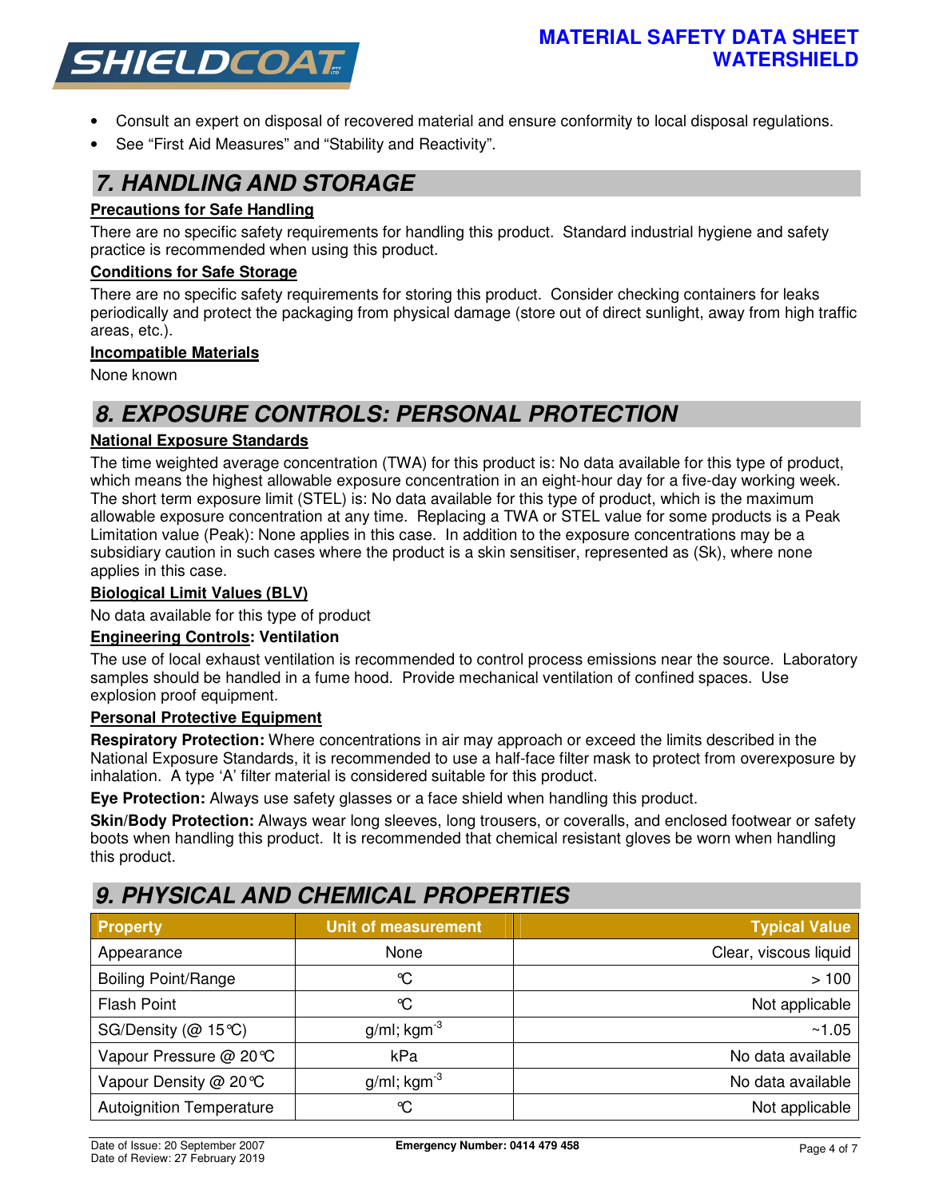- Consult an expert on disposal of recovered material and ensure conformity to local disposal regulations.
- See "First Aid Measures" and "Stability and Reactivity".

## 7. HANDLING AND STORAGE

**Precautions for Safe Handling**

There are no specific safety requirements for handling this product. Standard industrial hygiene and safety practice is recommended when using this product.

**Conditions for Safe Storage**

There are no specific safety requirements for storing this product. Consider checking containers for leaks periodically and protect the packaging from physical damage (store out of direct sunlight, away from high traffic areas, etc.).

**Incompatible Materials**

None known

## 8. EXPOSURE CONTROLS: PERSONAL PROTECTION

**National Exposure Standards**

The time weighted average concentration (TWA) for this product is: No data available for this type of product, which means the highest allowable exposure concentration in an eight-hour day for a five-day working week. The short term exposure limit (STEL) is: No data available for this type of product, which is the maximum allowable exposure concentration at any time. Replacing a TWA or STEL value for some products is a Peak Limitation value (Peak): None applies in this case. In addition to the exposure concentrations may be a subsidiary caution in such cases where the product is a skin sensitiser, represented as (Sk), where none applies in this case.

**Biological Limit Values (BLV)**

No data available for this type of product

**Engineering Controls: Ventilation**

The use of local exhaust ventilation is recommended to control process emissions near the source. Laboratory samples should be handled in a fume hood. Provide mechanical ventilation of confined spaces. Use explosion proof equipment.

**Personal Protective Equipment**

**Respiratory Protection:** Where concentrations in air may approach or exceed the limits described in the National Exposure Standards, it is recommended to use a half-face filter mask to protect from overexposure by inhalation. A type 'A' filter material is considered suitable for this product.

**Eye Protection:** Always use safety glasses or a face shield when handling this product.

**Skin/Body Protection:** Always wear long sleeves, long trousers, or coveralls, and enclosed footwear or safety boots when handling this product. It is recommended that chemical resistant gloves be worn when handling this product.

## 9. PHYSICAL AND CHEMICAL PROPERTIES

| Property | Unit of measurement | Typical Value |
|---|---|---|
| Appearance | None | Clear, viscous liquid |
| Boiling Point/Range | °C | > 100 |
| Flash Point | °C | Not applicable |
| SG/Density (@ 15°C) | g/ml; $kgm^{-3}$ | ~1.05 |
| Vapour Pressure @ 20°C | kPa | No data available |
| Vapour Density @ 20°C | g/ml; $kgm^{-3}$ | No data available |
| Autoignition Temperature | °C | Not applicable |

Date of Issue: 20 September 2007
Date of Review: 27 February 2019

**Emergency Number: 0414 479 458**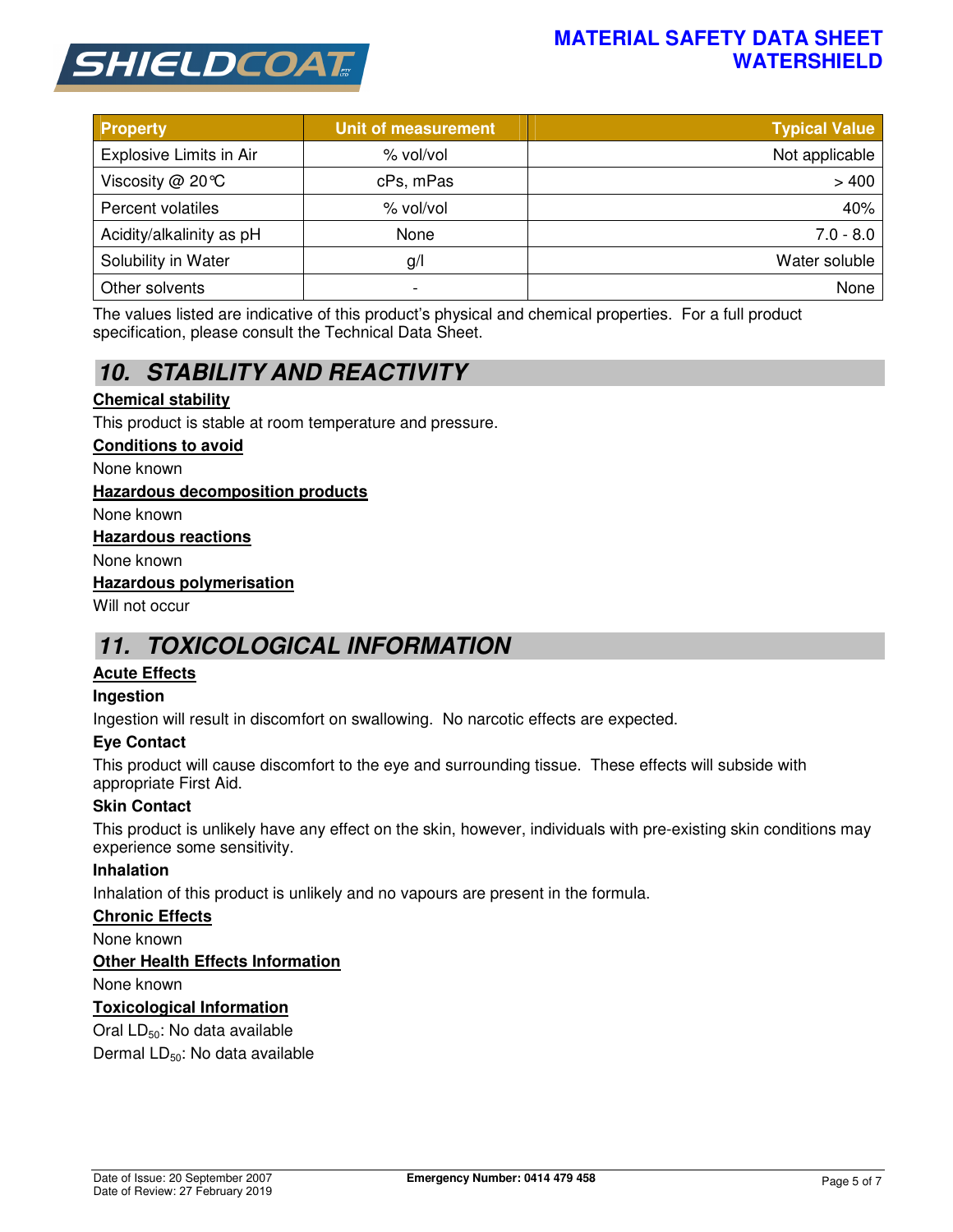| Property | Unit of measurement | Typical Value |
| --- | --- | --- |
| Explosive Limits in Air | % vol/vol | Not applicable |
| Viscosity @ 20°C | cPs, mPas | > 400 |
| Percent volatiles | % vol/vol | 40% |
| Acidity/alkalinity as pH | None | 7.0 - 8.0 |
| Solubility in Water | g/l | Water soluble |
| Other solvents | - | None |

The values listed are indicative of this product's physical and chemical properties. For a full product specification, please consult the Technical Data Sheet.

## 10. STABILITY AND REACTIVITY

**Chemical stability**

This product is stable at room temperature and pressure.

**Conditions to avoid**

None known

**Hazardous decomposition products**

None known

**Hazardous reactions**

None known

**Hazardous polymerisation**

Will not occur

## 11. TOXICOLOGICAL INFORMATION

**Acute Effects**

**Ingestion**

Ingestion will result in discomfort on swallowing. No narcotic effects are expected.

**Eye Contact**

This product will cause discomfort to the eye and surrounding tissue. These effects will subside with appropriate First Aid.

**Skin Contact**

This product is unlikely have any effect on the skin, however, individuals with pre-existing skin conditions may experience some sensitivity.

**Inhalation**

Inhalation of this product is unlikely and no vapours are present in the formula.

**Chronic Effects**

None known

**Other Health Effects Information**

None known

**Toxicological Information**

Oral $LD_{50}$: No data available

Dermal $LD_{50}$: No data available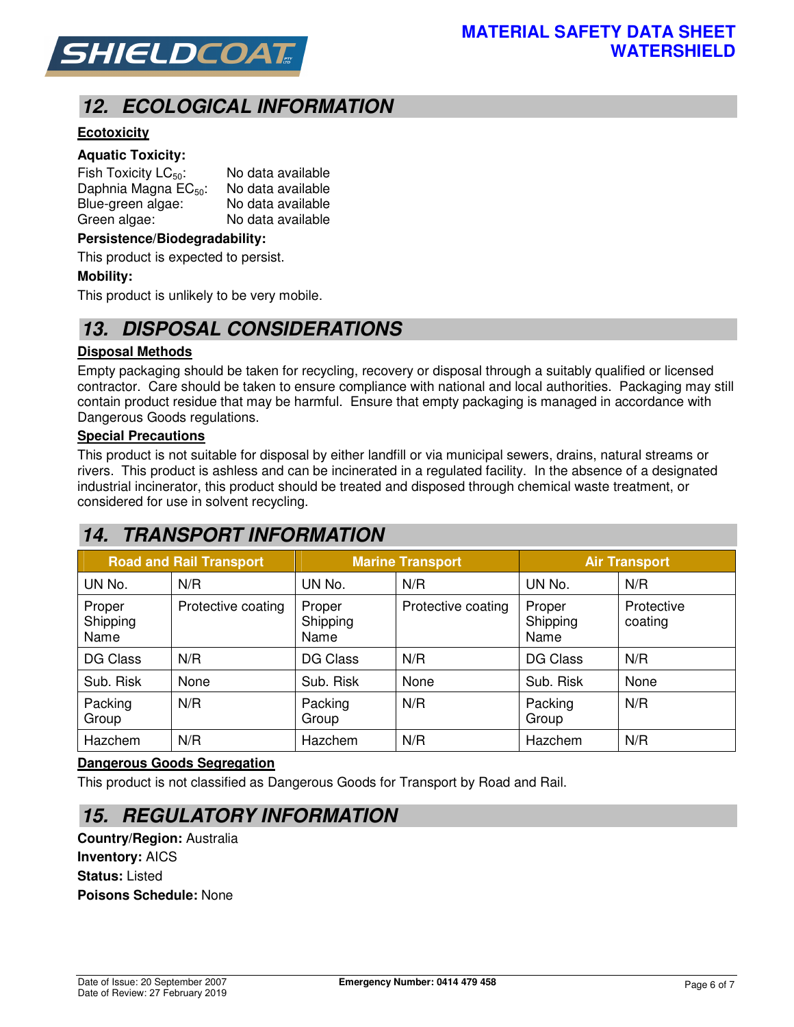## 12. ECOLOGICAL INFORMATION

**Ecotoxicity**

**Aquatic Toxicity:**

Fish Toxicity $LC_{50}$: No data available
Daphnia Magna $EC_{50}$: No data available
Blue-green algae: No data available
Green algae: No data available

**Persistence/Biodegradability:**

This product is expected to persist.

**Mobility:**

This product is unlikely to be very mobile.

## 13. DISPOSAL CONSIDERATIONS

**Disposal Methods**

Empty packaging should be taken for recycling, recovery or disposal through a suitably qualified or licensed contractor. Care should be taken to ensure compliance with national and local authorities. Packaging may still contain product residue that may be harmful. Ensure that empty packaging is managed in accordance with Dangerous Goods regulations.

**Special Precautions**

This product is not suitable for disposal by either landfill or via municipal sewers, drains, natural streams or rivers. This product is ashless and can be incinerated in a regulated facility. In the absence of a designated industrial incinerator, this product should be treated and disposed through chemical waste treatment, or considered for use in solvent recycling.

## 14. TRANSPORT INFORMATION

| Road and Rail Transport | | Marine Transport | | Air Transport | |
|---|---|---|---|---|---|
| UN No. | N/R | UN No. | N/R | UN No. | N/R |
| Proper Shipping Name | Protective coating | Proper Shipping Name | Protective coating | Proper Shipping Name | Protective coating |
| DG Class | N/R | DG Class | N/R | DG Class | N/R |
| Sub. Risk | None | Sub. Risk | None | Sub. Risk | None |
| Packing Group | N/R | Packing Group | N/R | Packing Group | N/R |
| Hazchem | N/R | Hazchem | N/R | Hazchem | N/R |

**Dangerous Goods Segregation**

This product is not classified as Dangerous Goods for Transport by Road and Rail.

## 15. REGULATORY INFORMATION

**Country/Region:** Australia
**Inventory:** AICS
**Status:** Listed
**Poisons Schedule:** None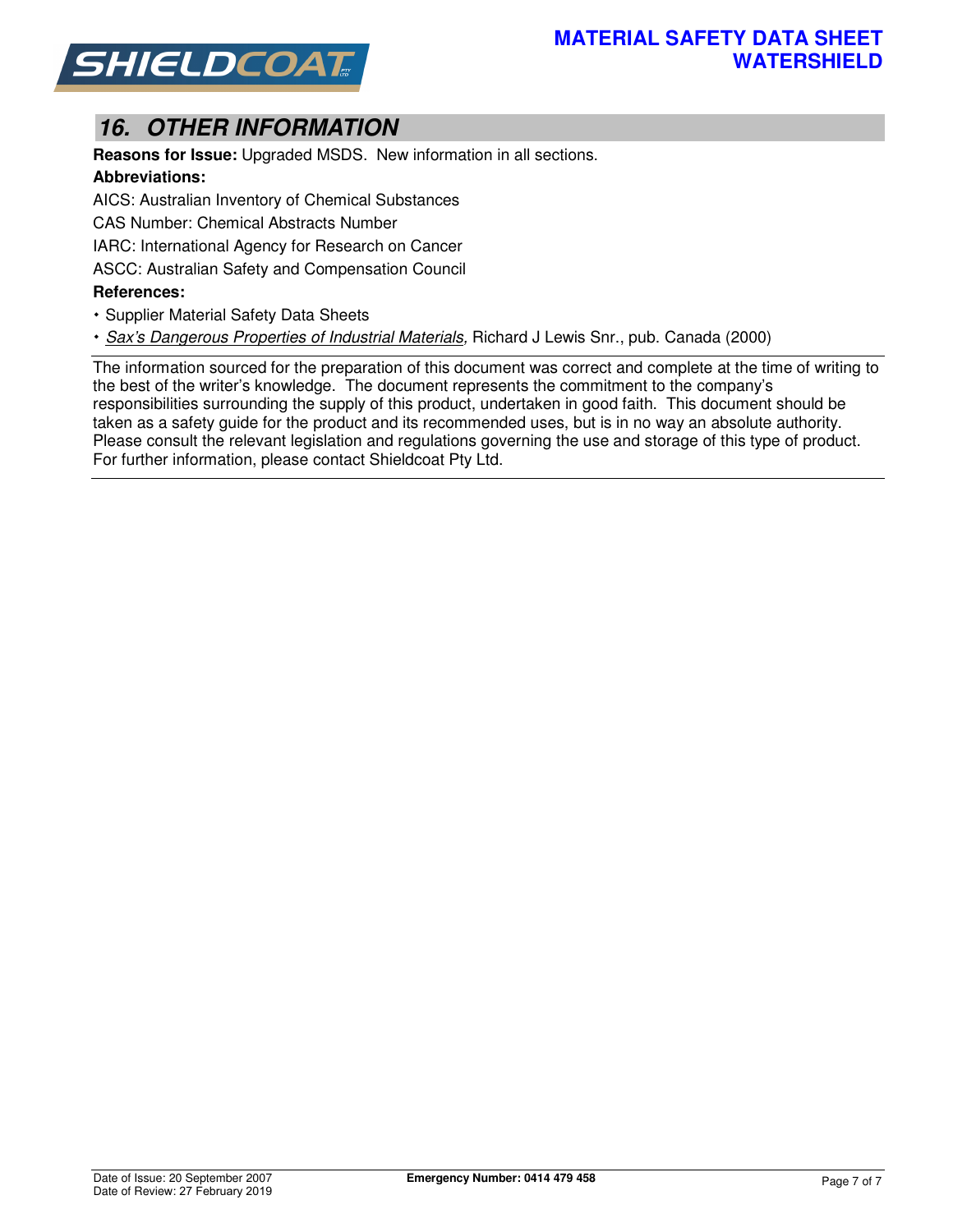## 16. OTHER INFORMATION

**Reasons for Issue:** Upgraded MSDS. New information in all sections.

**Abbreviations:**

AICS: Australian Inventory of Chemical Substances

CAS Number: Chemical Abstracts Number

IARC: International Agency for Research on Cancer

ASCC: Australian Safety and Compensation Council

**References:**

- Supplier Material Safety Data Sheets
- *Sax's Dangerous Properties of Industrial Materials,* Richard J Lewis Snr., pub. Canada (2000)

The information sourced for the preparation of this document was correct and complete at the time of writing to the best of the writer's knowledge. The document represents the commitment to the company's responsibilities surrounding the supply of this product, undertaken in good faith. This document should be taken as a safety guide for the product and its recommended uses, but is in no way an absolute authority. Please consult the relevant legislation and regulations governing the use and storage of this type of product. For further information, please contact Shieldcoat Pty Ltd.